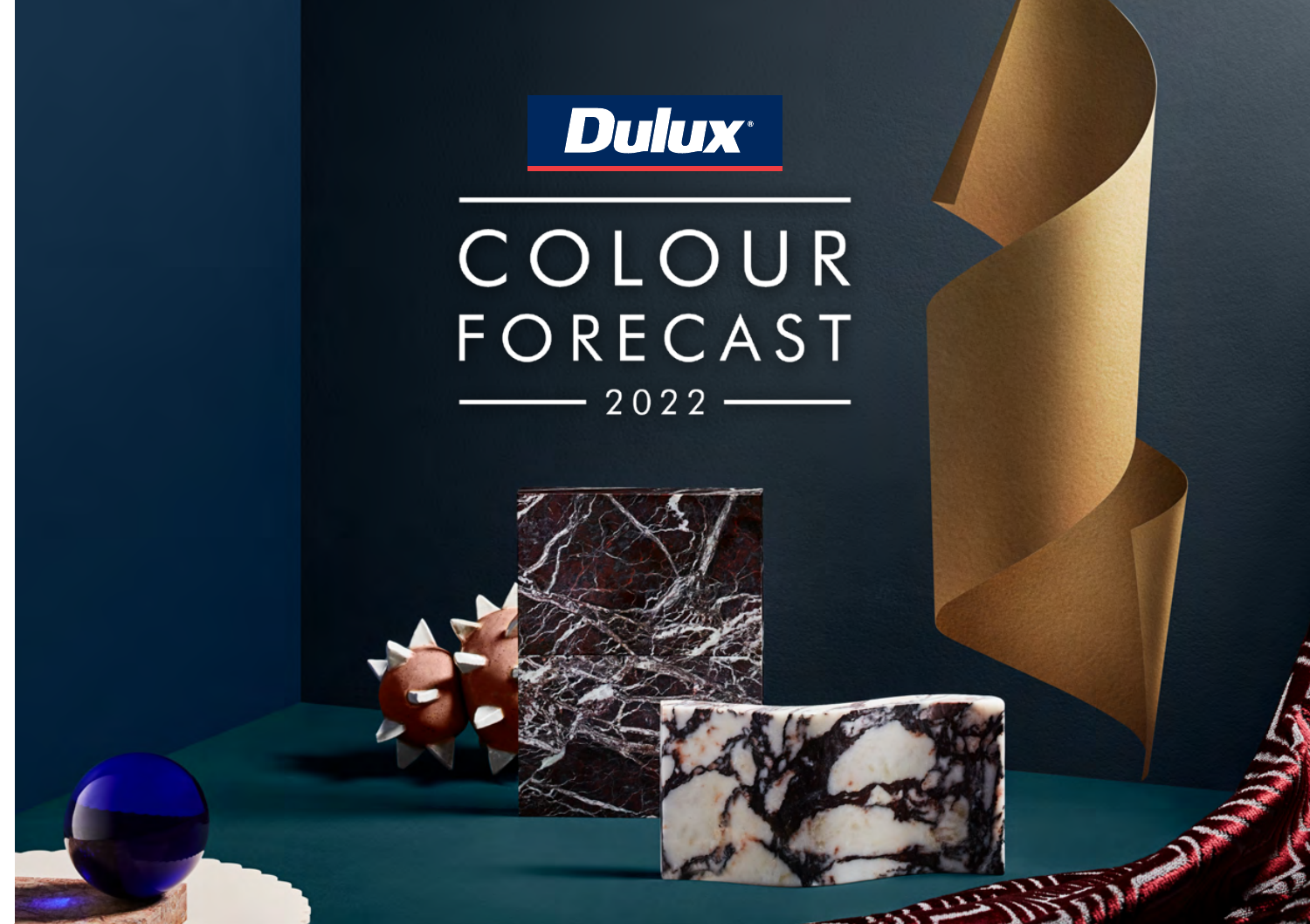Dulux

# COLOUR FORECAST

2022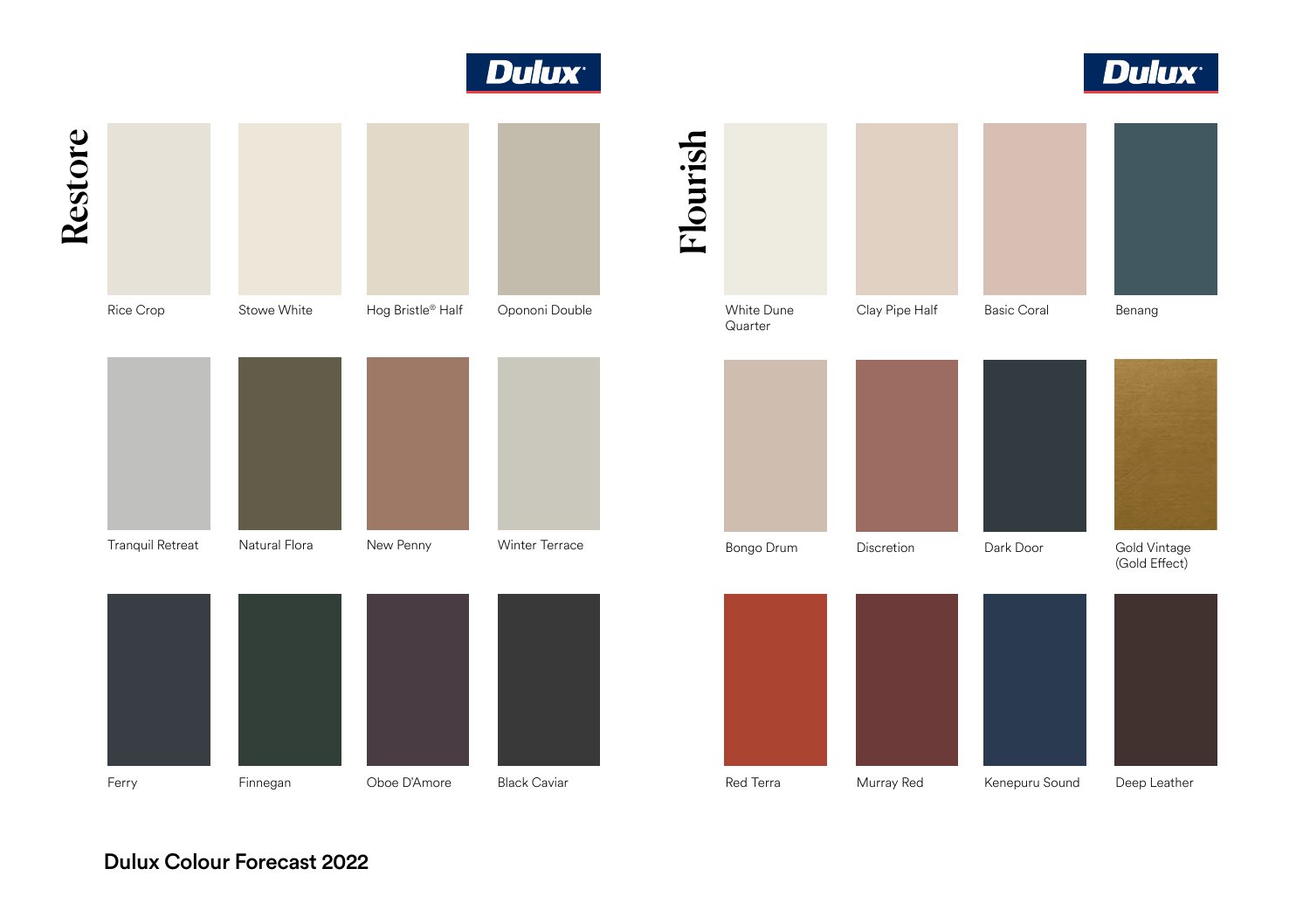Dulux

# Restore

Rice Crop

Stowe White

Hog Bristle® Half

Opononi Double

Tranquil Retreat

Natural Flora

New Penny

Winter Terrace

Ferry

Finnegan

Oboe D'Amore

Black Caviar

Dulux

# Flourish

White Dune Quarter

Clay Pipe Half

Basic Coral

Benang

Bongo Drum

Discretion

Dark Door

Gold Vintage (Gold Effect)

Red Terra

Murray Red

Kenepuru Sound

Deep Leather

**Dulux Colour Forecast 2022**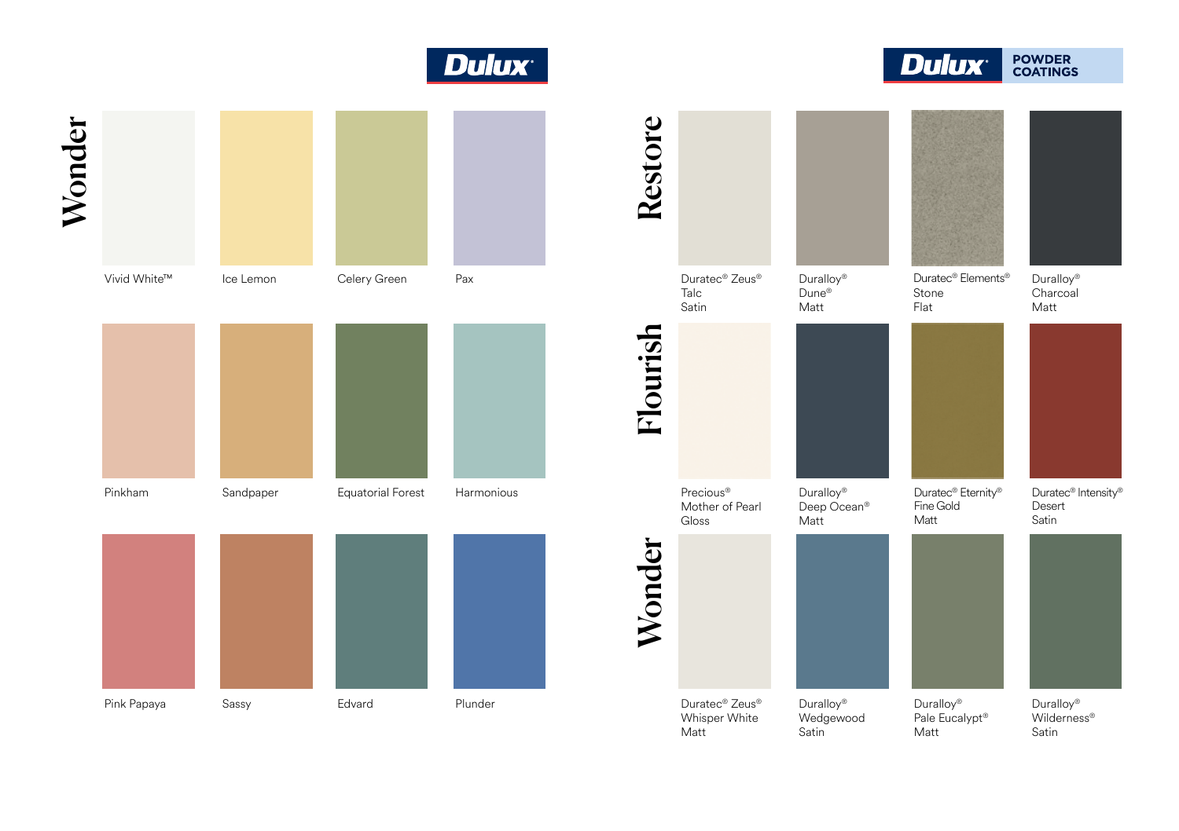# Dulux

## Wonder

- Vivid White™
- Ice Lemon
- Celery Green
- Pax
- Pinkham
- Sandpaper
- Equatorial Forest
- Harmonious
- Pink Papaya
- Sassy
- Edvard
- Plunder

# Dulux POWDER COATINGS

## Restore

- Duratec® Zeus® Talc Satin
- Duralloy® Dune® Matt
- Duratec® Elements® Stone Flat
- Duralloy® Charcoal Matt

## Flourish

- Precious® Mother of Pearl Gloss
- Duralloy® Deep Ocean® Matt
- Duratec® Eternity® Fine Gold Matt
- Duratec® Intensity® Desert Satin

## Wonder

- Duratec® Zeus® Whisper White Matt
- Duralloy® Wedgewood Satin
- Duralloy® Pale Eucalypt® Matt
- Duralloy® Wilderness® Satin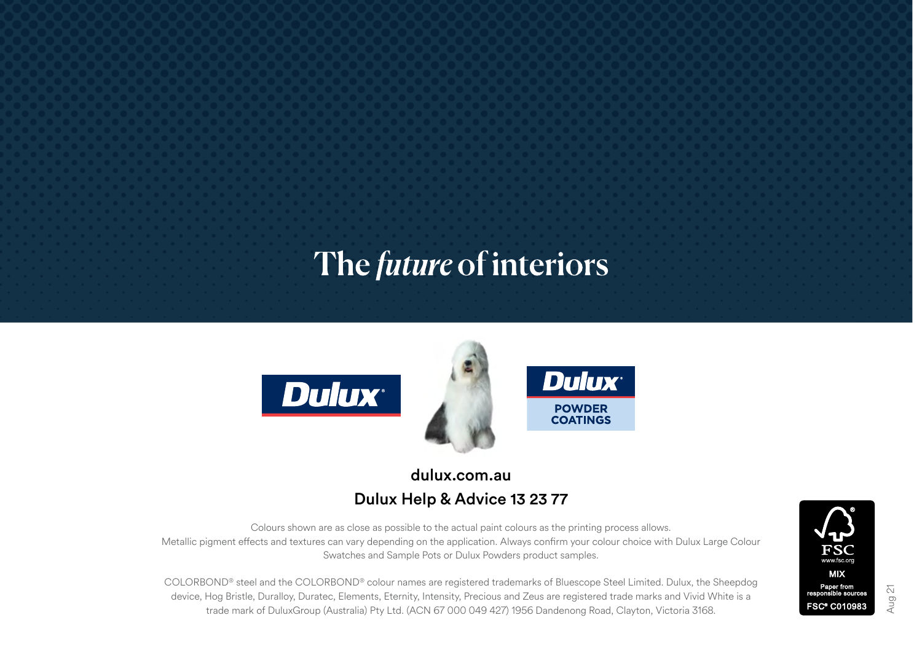# The *future* of interiors

Dulux

Dulux POWDER COATINGS

**dulux.com.au**

**Dulux Help & Advice 13 23 77**

Colours shown are as close as possible to the actual paint colours as the printing process allows. Metallic pigment effects and textures can vary depending on the application. Always confirm your colour choice with Dulux Large Colour Swatches and Sample Pots or Dulux Powders product samples.

COLORBOND® steel and the COLORBOND® colour names are registered trademarks of Bluescope Steel Limited. Dulux, the Sheepdog device, Hog Bristle, Duralloy, Duratec, Elements, Eternity, Intensity, Precious and Zeus are registered trade marks and Vivid White is a trade mark of DuluxGroup (Australia) Pty Ltd. (ACN 67 000 049 427) 1956 Dandenong Road, Clayton, Victoria 3168.

FSC www.fsc.org MIX Paper from responsible sources FSC® C010983

Aug 21